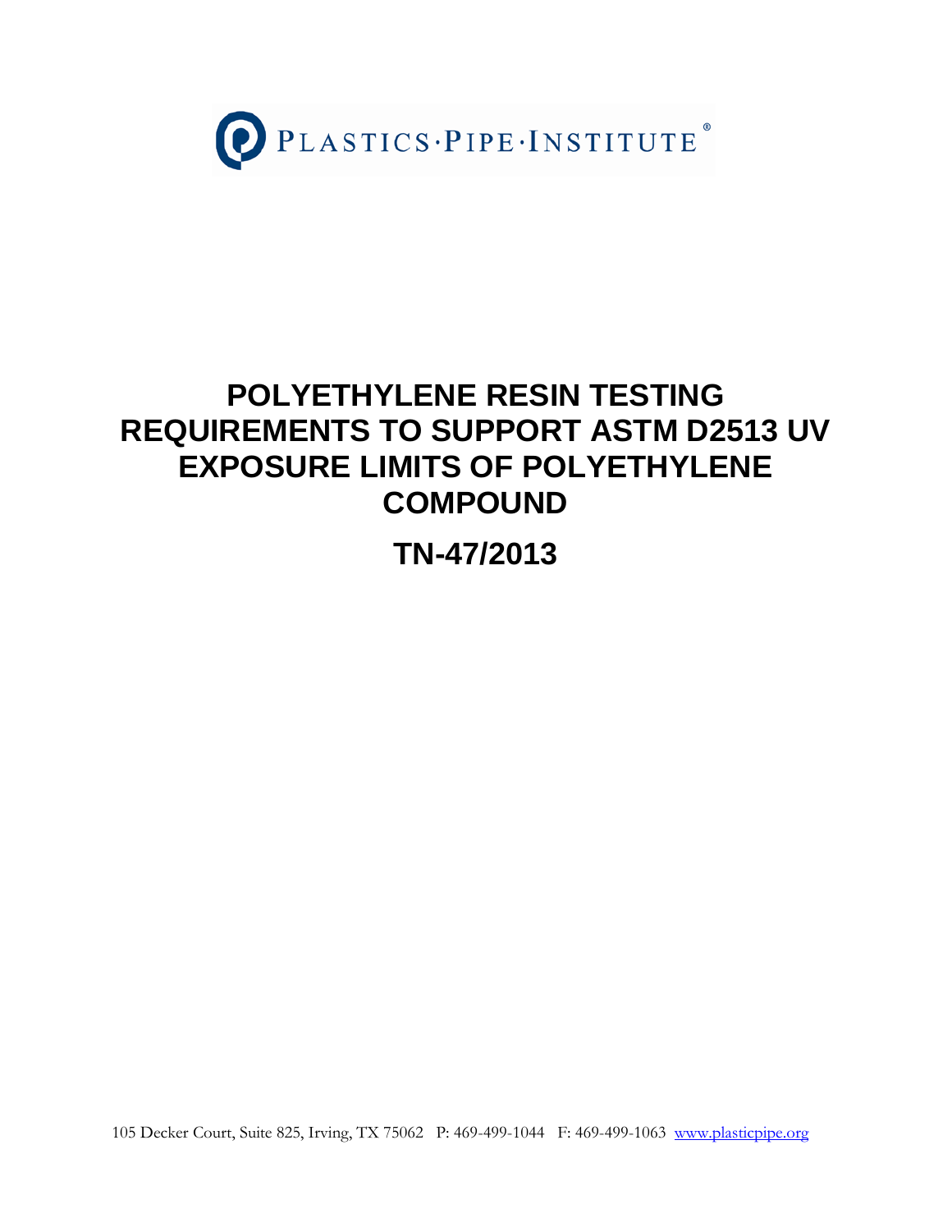PLASTICS·PIPE·INSTITUTE®

# POLYETHYLENE RESIN TESTING REQUIREMENTS TO SUPPORT ASTM D2513 UV EXPOSURE LIMITS OF POLYETHYLENE COMPOUND

## TN-47/2013

105 Decker Court, Suite 825, Irving, TX 75062 P: 469-499-1044 F: 469-499-1063 www.plasticpipe.org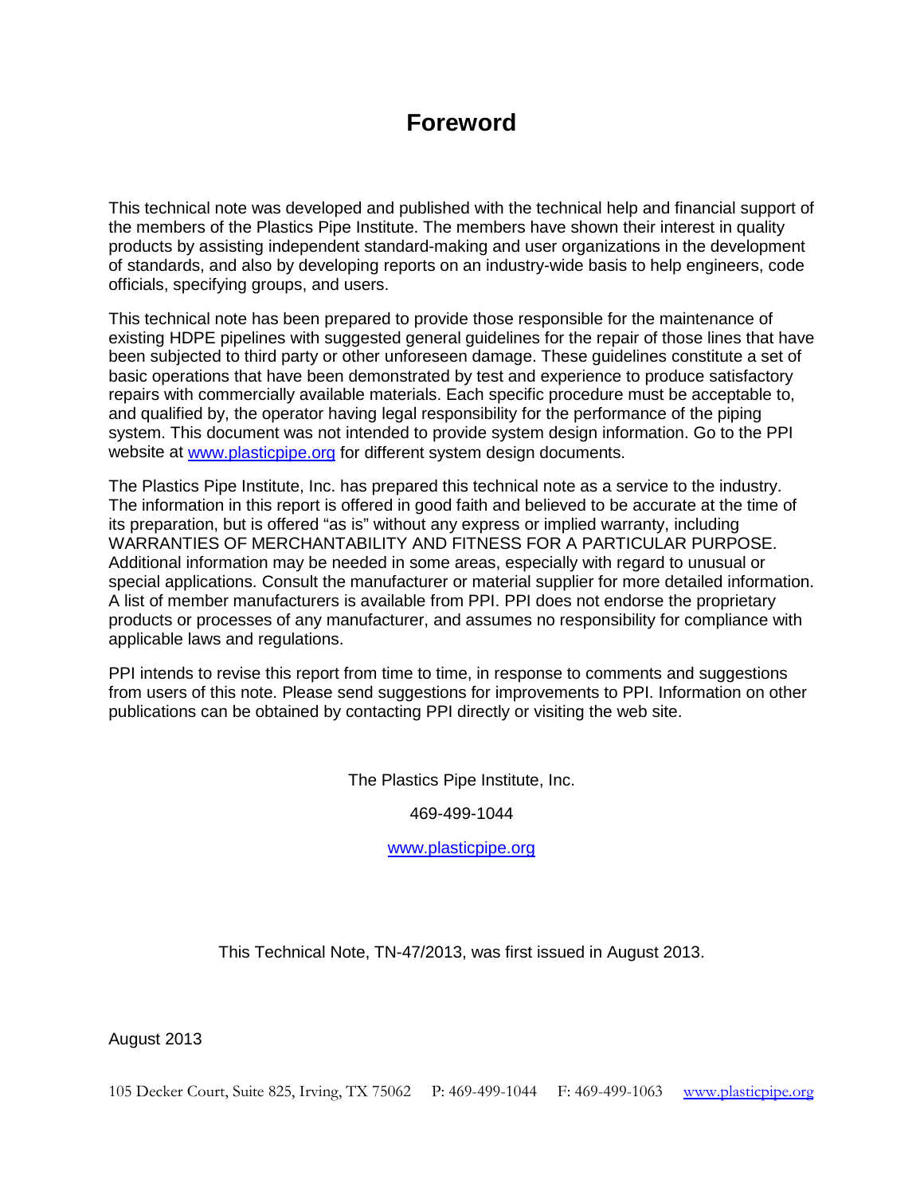# Foreword

This technical note was developed and published with the technical help and financial support of the members of the Plastics Pipe Institute. The members have shown their interest in quality products by assisting independent standard-making and user organizations in the development of standards, and also by developing reports on an industry-wide basis to help engineers, code officials, specifying groups, and users.

This technical note has been prepared to provide those responsible for the maintenance of existing HDPE pipelines with suggested general guidelines for the repair of those lines that have been subjected to third party or other unforeseen damage. These guidelines constitute a set of basic operations that have been demonstrated by test and experience to produce satisfactory repairs with commercially available materials. Each specific procedure must be acceptable to, and qualified by, the operator having legal responsibility for the performance of the piping system. This document was not intended to provide system design information. Go to the PPI website at www.plasticpipe.org for different system design documents.

The Plastics Pipe Institute, Inc. has prepared this technical note as a service to the industry. The information in this report is offered in good faith and believed to be accurate at the time of its preparation, but is offered "as is" without any express or implied warranty, including WARRANTIES OF MERCHANTABILITY AND FITNESS FOR A PARTICULAR PURPOSE. Additional information may be needed in some areas, especially with regard to unusual or special applications. Consult the manufacturer or material supplier for more detailed information. A list of member manufacturers is available from PPI. PPI does not endorse the proprietary products or processes of any manufacturer, and assumes no responsibility for compliance with applicable laws and regulations.

PPI intends to revise this report from time to time, in response to comments and suggestions from users of this note. Please send suggestions for improvements to PPI. Information on other publications can be obtained by contacting PPI directly or visiting the web site.

The Plastics Pipe Institute, Inc.

469-499-1044

www.plasticpipe.org

This Technical Note, TN-47/2013, was first issued in August 2013.

August 2013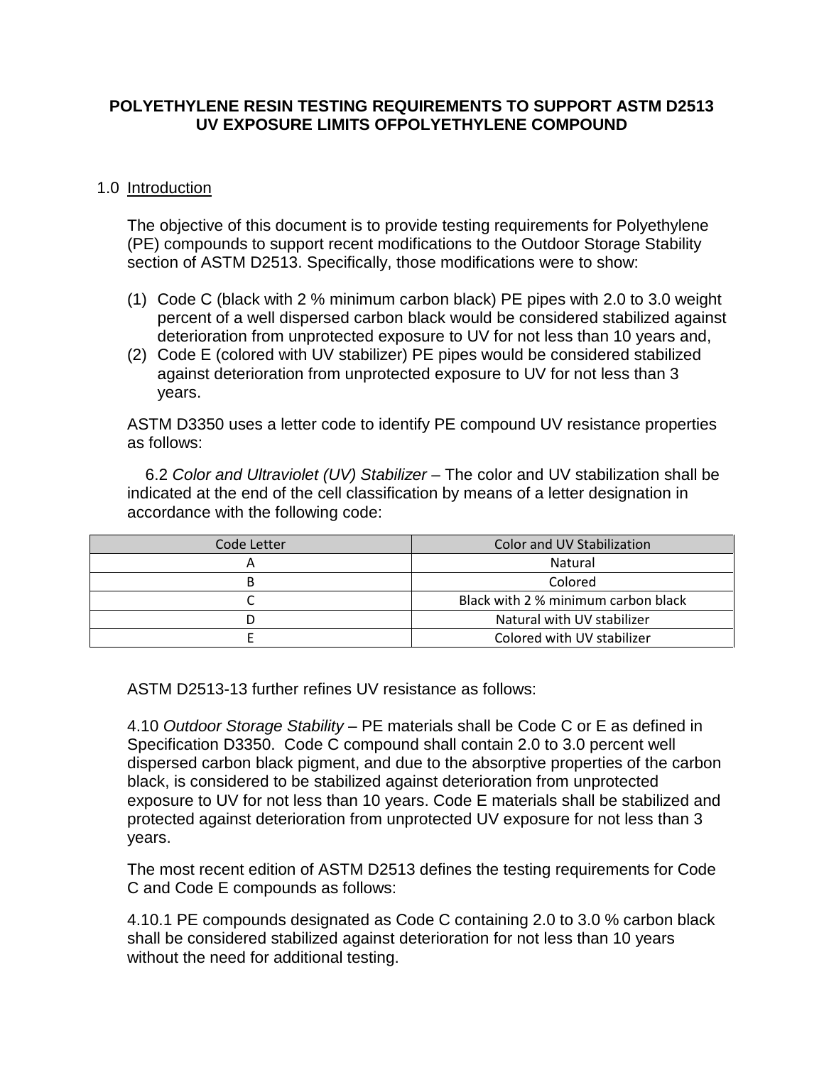**POLYETHYLENE RESIN TESTING REQUIREMENTS TO SUPPORT ASTM D2513 UV EXPOSURE LIMITS OFPOLYETHYLENE COMPOUND**

## 1.0 Introduction

The objective of this document is to provide testing requirements for Polyethylene (PE) compounds to support recent modifications to the Outdoor Storage Stability section of ASTM D2513. Specifically, those modifications were to show:

(1) Code C (black with 2 % minimum carbon black) PE pipes with 2.0 to 3.0 weight percent of a well dispersed carbon black would be considered stabilized against deterioration from unprotected exposure to UV for not less than 10 years and,

(2) Code E (colored with UV stabilizer) PE pipes would be considered stabilized against deterioration from unprotected exposure to UV for not less than 3 years.

ASTM D3350 uses a letter code to identify PE compound UV resistance properties as follows:

6.2 *Color and Ultraviolet (UV) Stabilizer* – The color and UV stabilization shall be indicated at the end of the cell classification by means of a letter designation in accordance with the following code:

| Code Letter | Color and UV Stabilization |
|---|---|
| A | Natural |
| B | Colored |
| C | Black with 2 % minimum carbon black |
| D | Natural with UV stabilizer |
| E | Colored with UV stabilizer |

ASTM D2513-13 further refines UV resistance as follows:

4.10 *Outdoor Storage Stability* – PE materials shall be Code C or E as defined in Specification D3350. Code C compound shall contain 2.0 to 3.0 percent well dispersed carbon black pigment, and due to the absorptive properties of the carbon black, is considered to be stabilized against deterioration from unprotected exposure to UV for not less than 10 years. Code E materials shall be stabilized and protected against deterioration from unprotected UV exposure for not less than 3 years.

The most recent edition of ASTM D2513 defines the testing requirements for Code C and Code E compounds as follows:

4.10.1 PE compounds designated as Code C containing 2.0 to 3.0 % carbon black shall be considered stabilized against deterioration for not less than 10 years without the need for additional testing.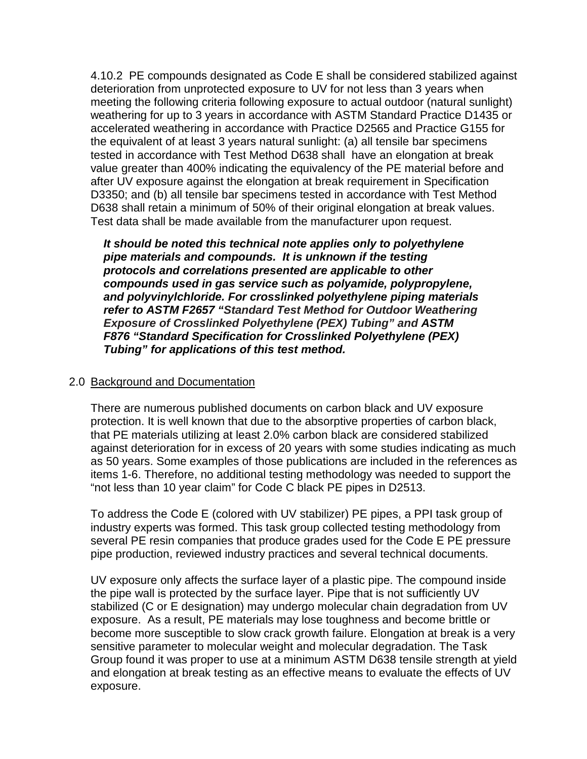4.10.2 PE compounds designated as Code E shall be considered stabilized against deterioration from unprotected exposure to UV for not less than 3 years when meeting the following criteria following exposure to actual outdoor (natural sunlight) weathering for up to 3 years in accordance with ASTM Standard Practice D1435 or accelerated weathering in accordance with Practice D2565 and Practice G155 for the equivalent of at least 3 years natural sunlight: (a) all tensile bar specimens tested in accordance with Test Method D638 shall have an elongation at break value greater than 400% indicating the equivalency of the PE material before and after UV exposure against the elongation at break requirement in Specification D3350; and (b) all tensile bar specimens tested in accordance with Test Method D638 shall retain a minimum of 50% of their original elongation at break values. Test data shall be made available from the manufacturer upon request.

***It should be noted this technical note applies only to polyethylene pipe materials and compounds. It is unknown if the testing protocols and correlations presented are applicable to other compounds used in gas service such as polyamide, polypropylene, and polyvinylchloride. For crosslinked polyethylene piping materials refer to ASTM F2657 "Standard Test Method for Outdoor Weathering Exposure of Crosslinked Polyethylene (PEX) Tubing" and ASTM F876 "Standard Specification for Crosslinked Polyethylene (PEX) Tubing" for applications of this test method.***

## 2.0 Background and Documentation

There are numerous published documents on carbon black and UV exposure protection. It is well known that due to the absorptive properties of carbon black, that PE materials utilizing at least 2.0% carbon black are considered stabilized against deterioration for in excess of 20 years with some studies indicating as much as 50 years. Some examples of those publications are included in the references as items 1-6. Therefore, no additional testing methodology was needed to support the "not less than 10 year claim" for Code C black PE pipes in D2513.

To address the Code E (colored with UV stabilizer) PE pipes, a PPI task group of industry experts was formed. This task group collected testing methodology from several PE resin companies that produce grades used for the Code E PE pressure pipe production, reviewed industry practices and several technical documents.

UV exposure only affects the surface layer of a plastic pipe. The compound inside the pipe wall is protected by the surface layer. Pipe that is not sufficiently UV stabilized (C or E designation) may undergo molecular chain degradation from UV exposure. As a result, PE materials may lose toughness and become brittle or become more susceptible to slow crack growth failure. Elongation at break is a very sensitive parameter to molecular weight and molecular degradation. The Task Group found it was proper to use at a minimum ASTM D638 tensile strength at yield and elongation at break testing as an effective means to evaluate the effects of UV exposure.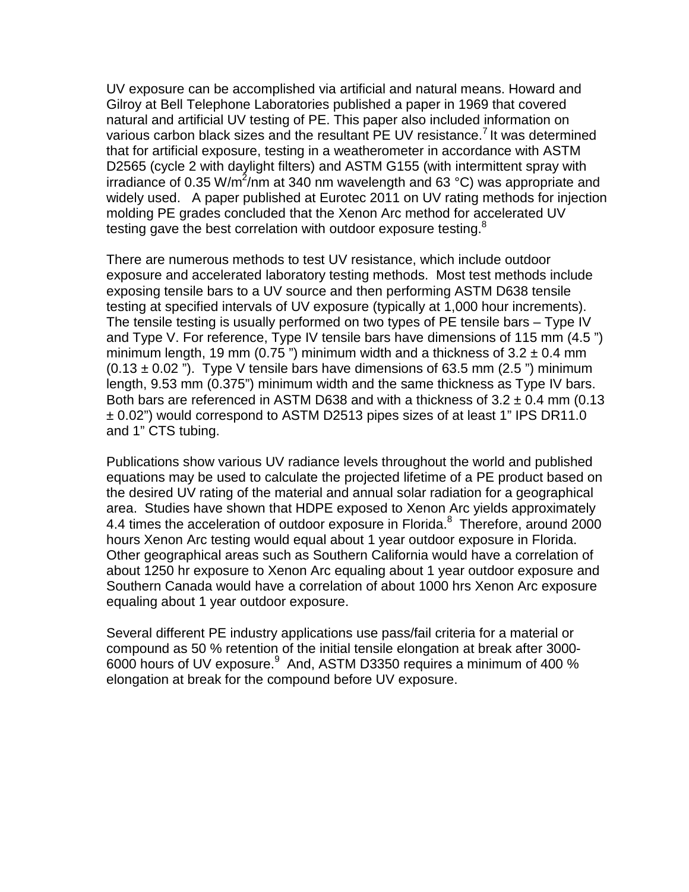UV exposure can be accomplished via artificial and natural means. Howard and Gilroy at Bell Telephone Laboratories published a paper in 1969 that covered natural and artificial UV testing of PE. This paper also included information on various carbon black sizes and the resultant PE UV resistance.[7] It was determined that for artificial exposure, testing in a weatherometer in accordance with ASTM D2565 (cycle 2 with daylight filters) and ASTM G155 (with intermittent spray with irradiance of 0.35 $W/m^2/nm$ at 340 nm wavelength and 63 °C) was appropriate and widely used. A paper published at Eurotec 2011 on UV rating methods for injection molding PE grades concluded that the Xenon Arc method for accelerated UV testing gave the best correlation with outdoor exposure testing.[8]

There are numerous methods to test UV resistance, which include outdoor exposure and accelerated laboratory testing methods. Most test methods include exposing tensile bars to a UV source and then performing ASTM D638 tensile testing at specified intervals of UV exposure (typically at 1,000 hour increments). The tensile testing is usually performed on two types of PE tensile bars – Type IV and Type V. For reference, Type IV tensile bars have dimensions of 115 mm (4.5 ") minimum length, 19 mm (0.75 ") minimum width and a thickness of 3.2 ± 0.4 mm (0.13 ± 0.02 "). Type V tensile bars have dimensions of 63.5 mm (2.5 ") minimum length, 9.53 mm (0.375") minimum width and the same thickness as Type IV bars. Both bars are referenced in ASTM D638 and with a thickness of 3.2 ± 0.4 mm (0.13 ± 0.02") would correspond to ASTM D2513 pipes sizes of at least 1" IPS DR11.0 and 1" CTS tubing.

Publications show various UV radiance levels throughout the world and published equations may be used to calculate the projected lifetime of a PE product based on the desired UV rating of the material and annual solar radiation for a geographical area. Studies have shown that HDPE exposed to Xenon Arc yields approximately 4.4 times the acceleration of outdoor exposure in Florida.[8] Therefore, around 2000 hours Xenon Arc testing would equal about 1 year outdoor exposure in Florida. Other geographical areas such as Southern California would have a correlation of about 1250 hr exposure to Xenon Arc equaling about 1 year outdoor exposure and Southern Canada would have a correlation of about 1000 hrs Xenon Arc exposure equaling about 1 year outdoor exposure.

Several different PE industry applications use pass/fail criteria for a material or compound as 50 % retention of the initial tensile elongation at break after 3000-6000 hours of UV exposure.[9] And, ASTM D3350 requires a minimum of 400 % elongation at break for the compound before UV exposure.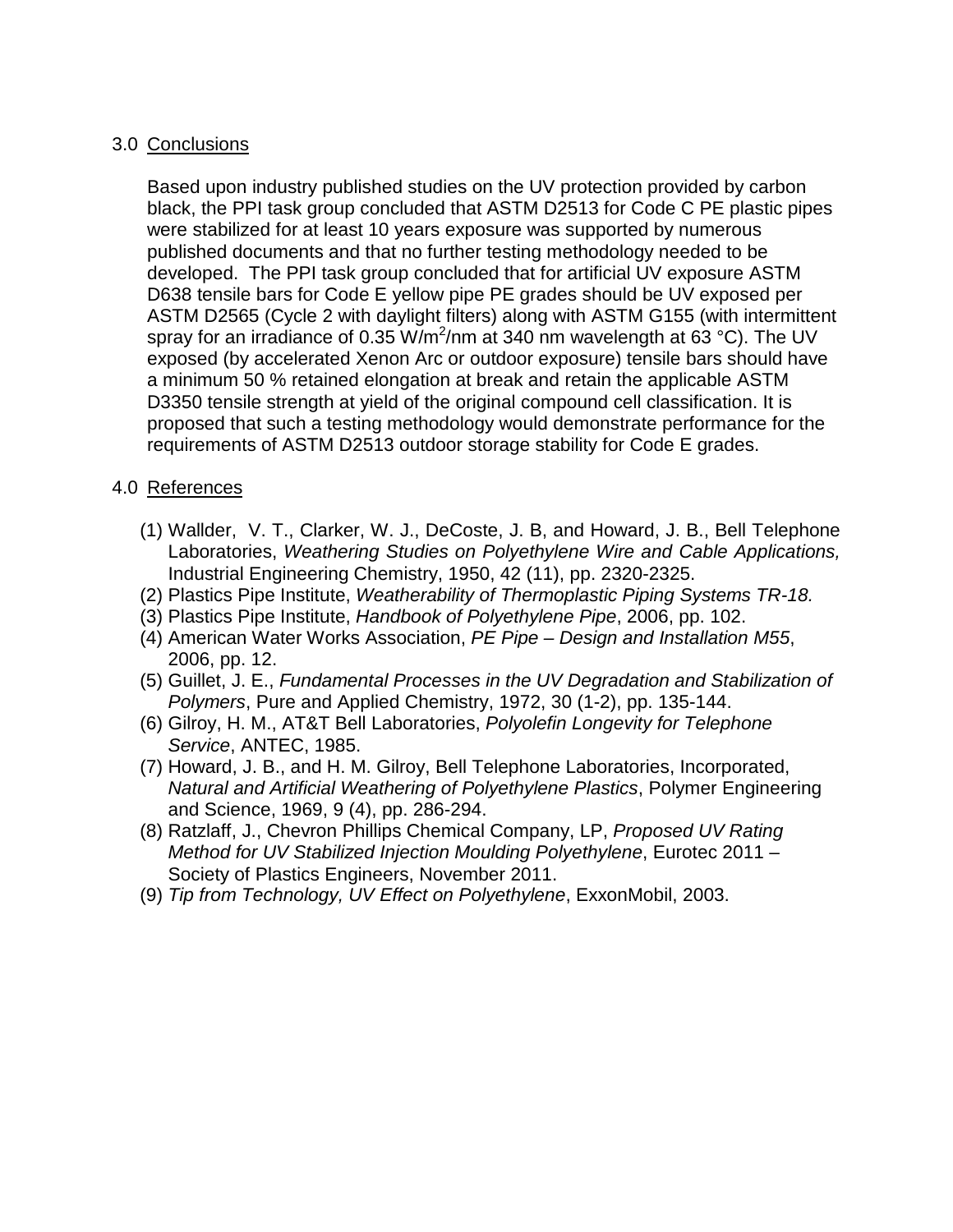## 3.0 Conclusions

Based upon industry published studies on the UV protection provided by carbon black, the PPI task group concluded that ASTM D2513 for Code C PE plastic pipes were stabilized for at least 10 years exposure was supported by numerous published documents and that no further testing methodology needed to be developed. The PPI task group concluded that for artificial UV exposure ASTM D638 tensile bars for Code E yellow pipe PE grades should be UV exposed per ASTM D2565 (Cycle 2 with daylight filters) along with ASTM G155 (with intermittent spray for an irradiance of 0.35 $W/m^2/nm$ at 340 nm wavelength at 63 °C). The UV exposed (by accelerated Xenon Arc or outdoor exposure) tensile bars should have a minimum 50 % retained elongation at break and retain the applicable ASTM D3350 tensile strength at yield of the original compound cell classification. It is proposed that such a testing methodology would demonstrate performance for the requirements of ASTM D2513 outdoor storage stability for Code E grades.

## 4.0 References

(1) Wallder, V. T., Clarker, W. J., DeCoste, J. B, and Howard, J. B., Bell Telephone Laboratories, *Weathering Studies on Polyethylene Wire and Cable Applications,* Industrial Engineering Chemistry, 1950, 42 (11), pp. 2320-2325.

(2) Plastics Pipe Institute, *Weatherability of Thermoplastic Piping Systems TR-18.*

(3) Plastics Pipe Institute, *Handbook of Polyethylene Pipe*, 2006, pp. 102.

(4) American Water Works Association, *PE Pipe – Design and Installation M55*, 2006, pp. 12.

(5) Guillet, J. E., *Fundamental Processes in the UV Degradation and Stabilization of Polymers*, Pure and Applied Chemistry, 1972, 30 (1-2), pp. 135-144.

(6) Gilroy, H. M., AT&T Bell Laboratories, *Polyolefin Longevity for Telephone Service*, ANTEC, 1985.

(7) Howard, J. B., and H. M. Gilroy, Bell Telephone Laboratories, Incorporated, *Natural and Artificial Weathering of Polyethylene Plastics*, Polymer Engineering and Science, 1969, 9 (4), pp. 286-294.

(8) Ratzlaff, J., Chevron Phillips Chemical Company, LP, *Proposed UV Rating Method for UV Stabilized Injection Moulding Polyethylene*, Eurotec 2011 – Society of Plastics Engineers, November 2011.

(9) *Tip from Technology, UV Effect on Polyethylene*, ExxonMobil, 2003.